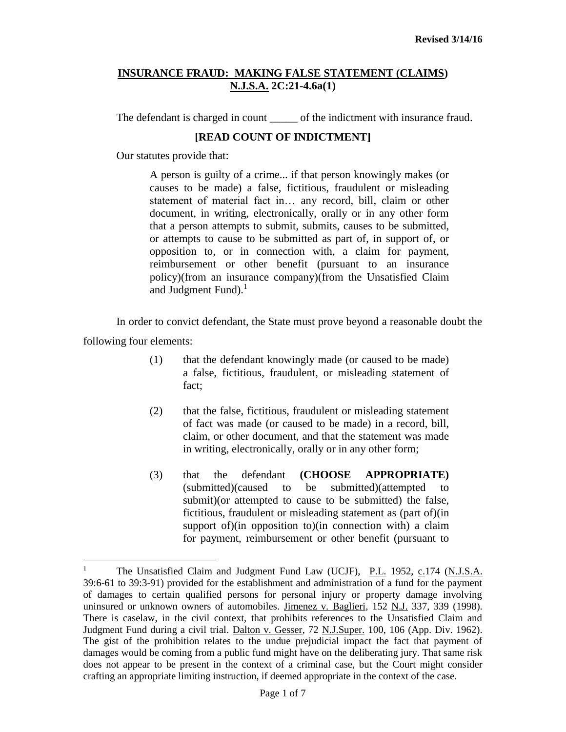Revised 3/14/16

**INSURANCE FRAUD: MAKING FALSE STATEMENT (CLAIMS)**
**N.J.S.A. 2C:21-4.6a(1)**

The defendant is charged in count _____ of the indictment with insurance fraud.

**[READ COUNT OF INDICTMENT]**

Our statutes provide that:

> A person is guilty of a crime... if that person knowingly makes (or causes to be made) a false, fictitious, fraudulent or misleading statement of material fact in… any record, bill, claim or other document, in writing, electronically, orally or in any other form that a person attempts to submit, submits, causes to be submitted, or attempts to cause to be submitted as part of, in support of, or opposition to, or in connection with, a claim for payment, reimbursement or other benefit (pursuant to an insurance policy)(from an insurance company)(from the Unsatisfied Claim and Judgment Fund).[1]

In order to convict defendant, the State must prove beyond a reasonable doubt the following four elements:

(1) that the defendant knowingly made (or caused to be made) a false, fictitious, fraudulent, or misleading statement of fact;

(2) that the false, fictitious, fraudulent or misleading statement of fact was made (or caused to be made) in a record, bill, claim, or other document, and that the statement was made in writing, electronically, orally or in any other form;

(3) that the defendant **(CHOOSE APPROPRIATE)** (submitted)(caused to be submitted)(attempted to submit)(or attempted to cause to be submitted) the false, fictitious, fraudulent or misleading statement as (part of)(in support of)(in opposition to)(in connection with) a claim for payment, reimbursement or other benefit (pursuant to

---

[1] The Unsatisfied Claim and Judgment Fund Law (UCJF), P.L. 1952, c.174 (N.J.S.A. 39:6-61 to 39:3-91) provided for the establishment and administration of a fund for the payment of damages to certain qualified persons for personal injury or property damage involving uninsured or unknown owners of automobiles. Jimenez v. Baglieri, 152 N.J. 337, 339 (1998). There is caselaw, in the civil context, that prohibits references to the Unsatisfied Claim and Judgment Fund during a civil trial. Dalton v. Gesser, 72 N.J.Super. 100, 106 (App. Div. 1962). The gist of the prohibition relates to the undue prejudicial impact the fact that payment of damages would be coming from a public fund might have on the deliberating jury. That same risk does not appear to be present in the context of a criminal case, but the Court might consider crafting an appropriate limiting instruction, if deemed appropriate in the context of the case.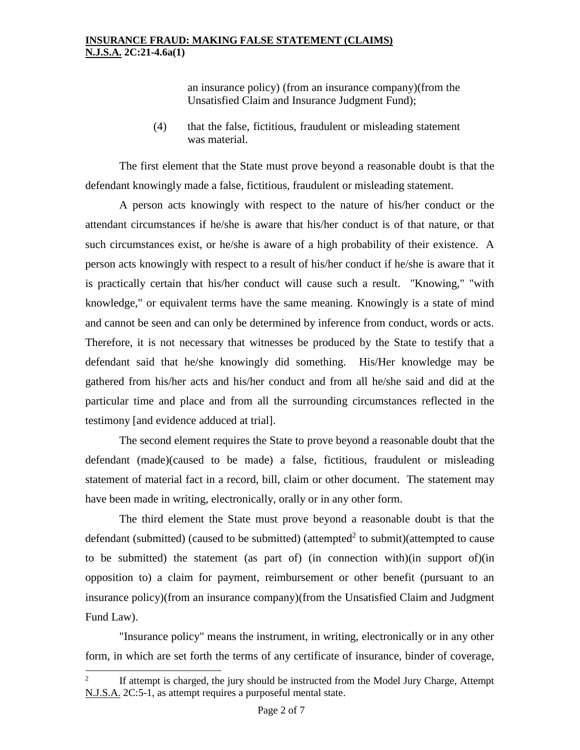an insurance policy) (from an insurance company)(from the Unsatisfied Claim and Insurance Judgment Fund);

(4) that the false, fictitious, fraudulent or misleading statement was material.

The first element that the State must prove beyond a reasonable doubt is that the defendant knowingly made a false, fictitious, fraudulent or misleading statement.

A person acts knowingly with respect to the nature of his/her conduct or the attendant circumstances if he/she is aware that his/her conduct is of that nature, or that such circumstances exist, or he/she is aware of a high probability of their existence. A person acts knowingly with respect to a result of his/her conduct if he/she is aware that it is practically certain that his/her conduct will cause such a result. "Knowing," "with knowledge," or equivalent terms have the same meaning. Knowingly is a state of mind and cannot be seen and can only be determined by inference from conduct, words or acts. Therefore, it is not necessary that witnesses be produced by the State to testify that a defendant said that he/she knowingly did something. His/Her knowledge may be gathered from his/her acts and his/her conduct and from all he/she said and did at the particular time and place and from all the surrounding circumstances reflected in the testimony [and evidence adduced at trial].

The second element requires the State to prove beyond a reasonable doubt that the defendant (made)(caused to be made) a false, fictitious, fraudulent or misleading statement of material fact in a record, bill, claim or other document. The statement may have been made in writing, electronically, orally or in any other form.

The third element the State must prove beyond a reasonable doubt is that the defendant (submitted) (caused to be submitted) (attempted[2] to submit)(attempted to cause to be submitted) the statement (as part of) (in connection with)(in support of)(in opposition to) a claim for payment, reimbursement or other benefit (pursuant to an insurance policy)(from an insurance company)(from the Unsatisfied Claim and Judgment Fund Law).

"Insurance policy" means the instrument, in writing, electronically or in any other form, in which are set forth the terms of any certificate of insurance, binder of coverage,

---

[2] If attempt is charged, the jury should be instructed from the Model Jury Charge, Attempt N.J.S.A. 2C:5-1, as attempt requires a purposeful mental state.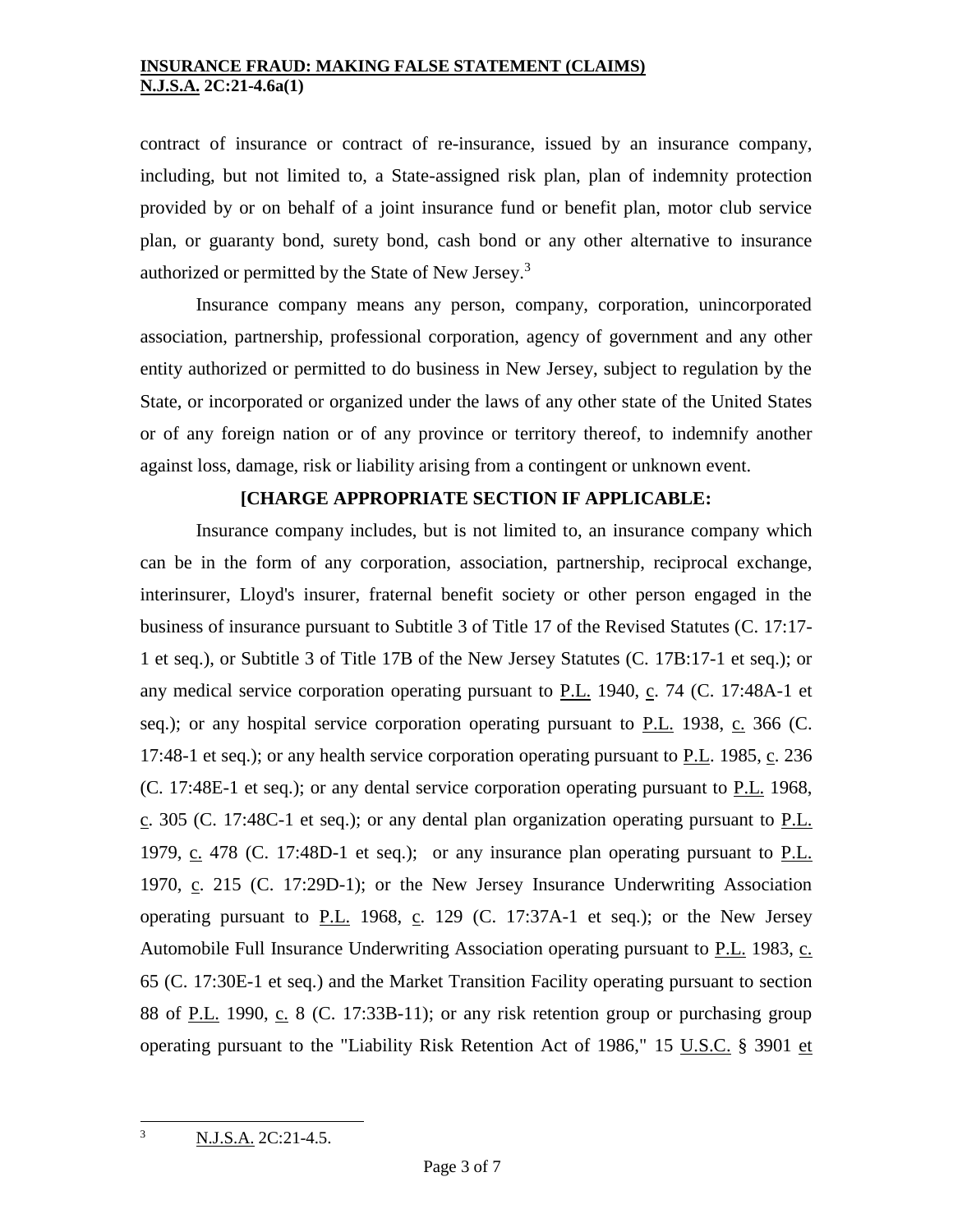contract of insurance or contract of re-insurance, issued by an insurance company, including, but not limited to, a State-assigned risk plan, plan of indemnity protection provided by or on behalf of a joint insurance fund or benefit plan, motor club service plan, or guaranty bond, surety bond, cash bond or any other alternative to insurance authorized or permitted by the State of New Jersey.[3]

Insurance company means any person, company, corporation, unincorporated association, partnership, professional corporation, agency of government and any other entity authorized or permitted to do business in New Jersey, subject to regulation by the State, or incorporated or organized under the laws of any other state of the United States or of any foreign nation or of any province or territory thereof, to indemnify another against loss, damage, risk or liability arising from a contingent or unknown event.

**[CHARGE APPROPRIATE SECTION IF APPLICABLE:**

Insurance company includes, but is not limited to, an insurance company which can be in the form of any corporation, association, partnership, reciprocal exchange, interinsurer, Lloyd's insurer, fraternal benefit society or other person engaged in the business of insurance pursuant to Subtitle 3 of Title 17 of the Revised Statutes (C. 17:17-1 et seq.), or Subtitle 3 of Title 17B of the New Jersey Statutes (C. 17B:17-1 et seq.); or any medical service corporation operating pursuant to P.L. 1940, c. 74 (C. 17:48A-1 et seq.); or any hospital service corporation operating pursuant to P.L. 1938, c. 366 (C. 17:48-1 et seq.); or any health service corporation operating pursuant to P.L. 1985, c. 236 (C. 17:48E-1 et seq.); or any dental service corporation operating pursuant to P.L. 1968, c. 305 (C. 17:48C-1 et seq.); or any dental plan organization operating pursuant to P.L. 1979, c. 478 (C. 17:48D-1 et seq.); or any insurance plan operating pursuant to P.L. 1970, c. 215 (C. 17:29D-1); or the New Jersey Insurance Underwriting Association operating pursuant to P.L. 1968, c. 129 (C. 17:37A-1 et seq.); or the New Jersey Automobile Full Insurance Underwriting Association operating pursuant to P.L. 1983, c. 65 (C. 17:30E-1 et seq.) and the Market Transition Facility operating pursuant to section 88 of P.L. 1990, c. 8 (C. 17:33B-11); or any risk retention group or purchasing group operating pursuant to the "Liability Risk Retention Act of 1986," 15 U.S.C. § 3901 et

---

[3] N.J.S.A. 2C:21-4.5.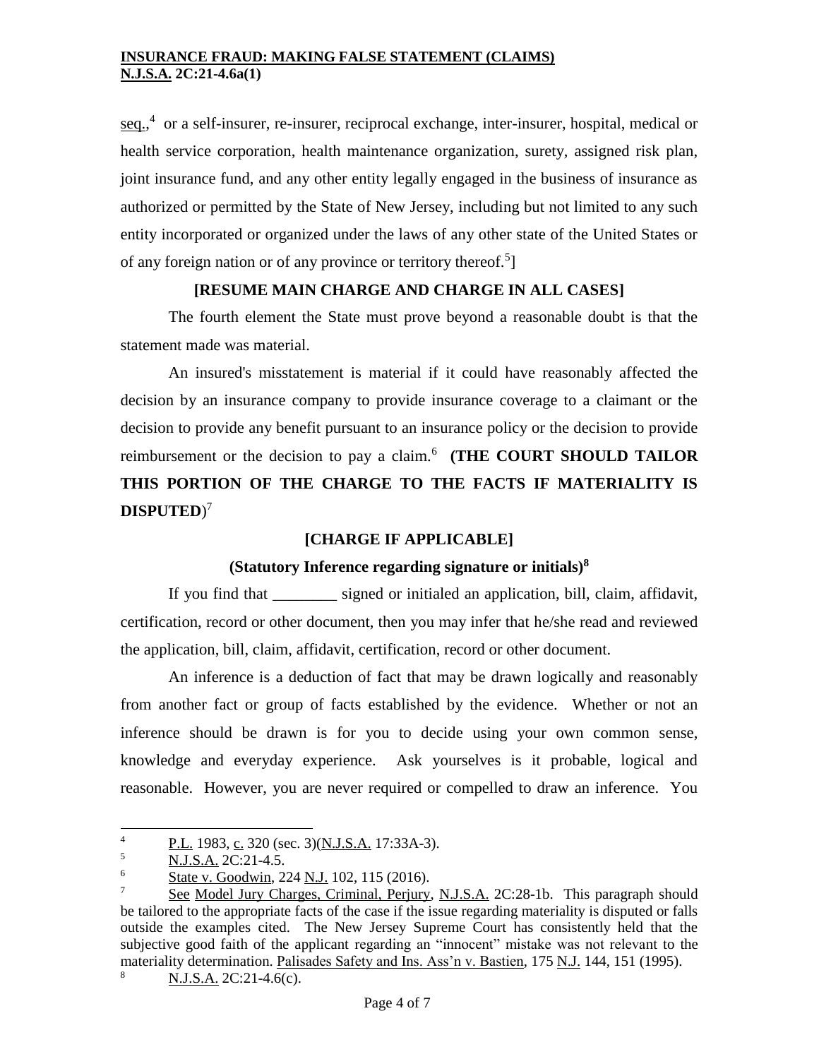seq.,[4] or a self-insurer, re-insurer, reciprocal exchange, inter-insurer, hospital, medical or health service corporation, health maintenance organization, surety, assigned risk plan, joint insurance fund, and any other entity legally engaged in the business of insurance as authorized or permitted by the State of New Jersey, including but not limited to any such entity incorporated or organized under the laws of any other state of the United States or of any foreign nation or of any province or territory thereof.[5]]

**[RESUME MAIN CHARGE AND CHARGE IN ALL CASES]**

The fourth element the State must prove beyond a reasonable doubt is that the statement made was material.

An insured's misstatement is material if it could have reasonably affected the decision by an insurance company to provide insurance coverage to a claimant or the decision to provide any benefit pursuant to an insurance policy or the decision to provide reimbursement or the decision to pay a claim.[6] **(THE COURT SHOULD TAILOR THIS PORTION OF THE CHARGE TO THE FACTS IF MATERIALITY IS DISPUTED**)[7]

**[CHARGE IF APPLICABLE]**

**(Statutory Inference regarding signature or initials)[8]**

If you find that ________ signed or initialed an application, bill, claim, affidavit, certification, record or other document, then you may infer that he/she read and reviewed the application, bill, claim, affidavit, certification, record or other document.

An inference is a deduction of fact that may be drawn logically and reasonably from another fact or group of facts established by the evidence. Whether or not an inference should be drawn is for you to decide using your own common sense, knowledge and everyday experience. Ask yourselves is it probable, logical and reasonable. However, you are never required or compelled to draw an inference. You

---

[4] P.L. 1983, c. 320 (sec. 3)(N.J.S.A. 17:33A-3).

[5] N.J.S.A. 2C:21-4.5.

[6] State v. Goodwin, 224 N.J. 102, 115 (2016).

[7] See Model Jury Charges, Criminal, Perjury, N.J.S.A. 2C:28-1b. This paragraph should be tailored to the appropriate facts of the case if the issue regarding materiality is disputed or falls outside the examples cited. The New Jersey Supreme Court has consistently held that the subjective good faith of the applicant regarding an "innocent" mistake was not relevant to the materiality determination. Palisades Safety and Ins. Ass'n v. Bastien, 175 N.J. 144, 151 (1995).

[8] N.J.S.A. 2C:21-4.6(c).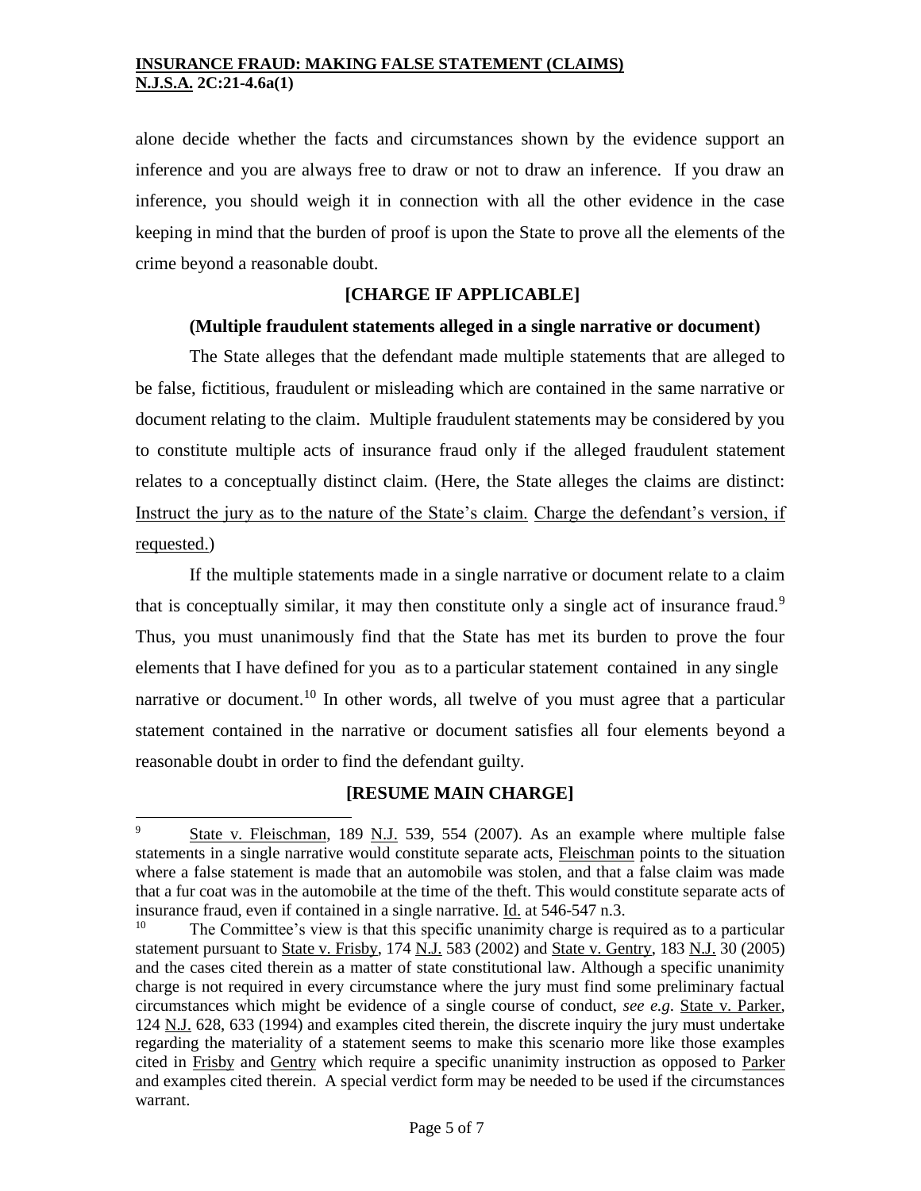alone decide whether the facts and circumstances shown by the evidence support an inference and you are always free to draw or not to draw an inference. If you draw an inference, you should weigh it in connection with all the other evidence in the case keeping in mind that the burden of proof is upon the State to prove all the elements of the crime beyond a reasonable doubt.

**[CHARGE IF APPLICABLE]**

**(Multiple fraudulent statements alleged in a single narrative or document)**

The State alleges that the defendant made multiple statements that are alleged to be false, fictitious, fraudulent or misleading which are contained in the same narrative or document relating to the claim. Multiple fraudulent statements may be considered by you to constitute multiple acts of insurance fraud only if the alleged fraudulent statement relates to a conceptually distinct claim. (Here, the State alleges the claims are distinct: Instruct the jury as to the nature of the State's claim. Charge the defendant's version, if requested.)

If the multiple statements made in a single narrative or document relate to a claim that is conceptually similar, it may then constitute only a single act of insurance fraud.[9] Thus, you must unanimously find that the State has met its burden to prove the four elements that I have defined for you as to a particular statement contained in any single narrative or document.[10] In other words, all twelve of you must agree that a particular statement contained in the narrative or document satisfies all four elements beyond a reasonable doubt in order to find the defendant guilty.

**[RESUME MAIN CHARGE]**

---

[9] State v. Fleischman, 189 N.J. 539, 554 (2007). As an example where multiple false statements in a single narrative would constitute separate acts, Fleischman points to the situation where a false statement is made that an automobile was stolen, and that a false claim was made that a fur coat was in the automobile at the time of the theft. This would constitute separate acts of insurance fraud, even if contained in a single narrative. Id. at 546-547 n.3.

[10] The Committee's view is that this specific unanimity charge is required as to a particular statement pursuant to State v. Frisby, 174 N.J. 583 (2002) and State v. Gentry, 183 N.J. 30 (2005) and the cases cited therein as a matter of state constitutional law. Although a specific unanimity charge is not required in every circumstance where the jury must find some preliminary factual circumstances which might be evidence of a single course of conduct, *see e.g.* State v. Parker, 124 N.J. 628, 633 (1994) and examples cited therein, the discrete inquiry the jury must undertake regarding the materiality of a statement seems to make this scenario more like those examples cited in Frisby and Gentry which require a specific unanimity instruction as opposed to Parker and examples cited therein. A special verdict form may be needed to be used if the circumstances warrant.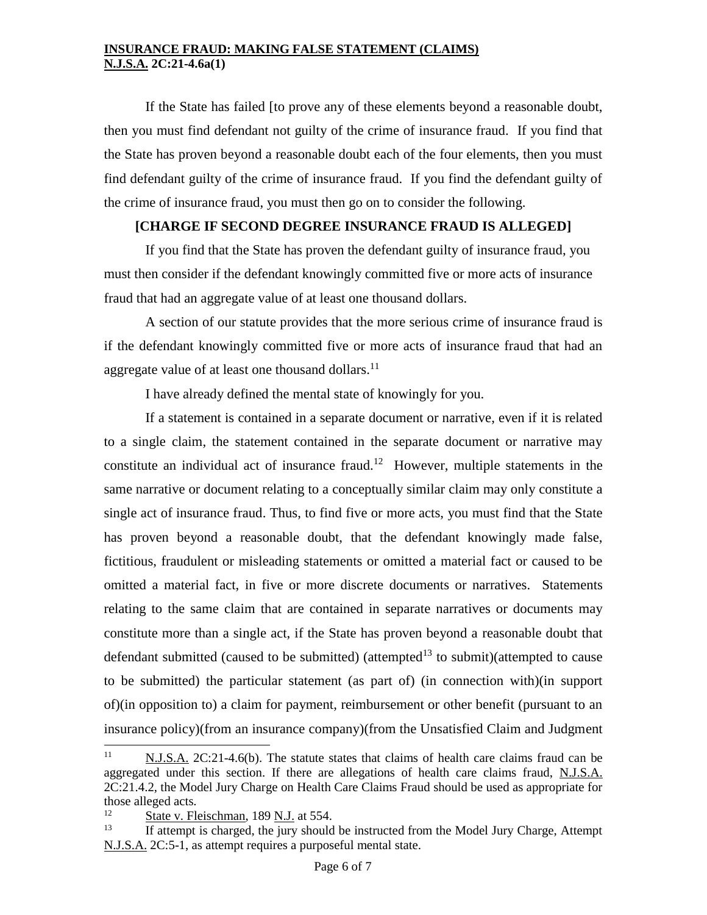If the State has failed [to prove any of these elements beyond a reasonable doubt, then you must find defendant not guilty of the crime of insurance fraud. If you find that the State has proven beyond a reasonable doubt each of the four elements, then you must find defendant guilty of the crime of insurance fraud. If you find the defendant guilty of the crime of insurance fraud, you must then go on to consider the following.

**[CHARGE IF SECOND DEGREE INSURANCE FRAUD IS ALLEGED]**

If you find that the State has proven the defendant guilty of insurance fraud, you must then consider if the defendant knowingly committed five or more acts of insurance fraud that had an aggregate value of at least one thousand dollars.

A section of our statute provides that the more serious crime of insurance fraud is if the defendant knowingly committed five or more acts of insurance fraud that had an aggregate value of at least one thousand dollars.[11]

I have already defined the mental state of knowingly for you.

If a statement is contained in a separate document or narrative, even if it is related to a single claim, the statement contained in the separate document or narrative may constitute an individual act of insurance fraud.[12] However, multiple statements in the same narrative or document relating to a conceptually similar claim may only constitute a single act of insurance fraud. Thus, to find five or more acts, you must find that the State has proven beyond a reasonable doubt, that the defendant knowingly made false, fictitious, fraudulent or misleading statements or omitted a material fact or caused to be omitted a material fact, in five or more discrete documents or narratives. Statements relating to the same claim that are contained in separate narratives or documents may constitute more than a single act, if the State has proven beyond a reasonable doubt that defendant submitted (caused to be submitted) (attempted[13] to submit)(attempted to cause to be submitted) the particular statement (as part of) (in connection with)(in support of)(in opposition to) a claim for payment, reimbursement or other benefit (pursuant to an insurance policy)(from an insurance company)(from the Unsatisfied Claim and Judgment

---

[11] N.J.S.A. 2C:21-4.6(b). The statute states that claims of health care claims fraud can be aggregated under this section. If there are allegations of health care claims fraud, N.J.S.A. 2C:21.4.2, the Model Jury Charge on Health Care Claims Fraud should be used as appropriate for those alleged acts.

[12] State v. Fleischman, 189 N.J. at 554.

[13] If attempt is charged, the jury should be instructed from the Model Jury Charge, Attempt N.J.S.A. 2C:5-1, as attempt requires a purposeful mental state.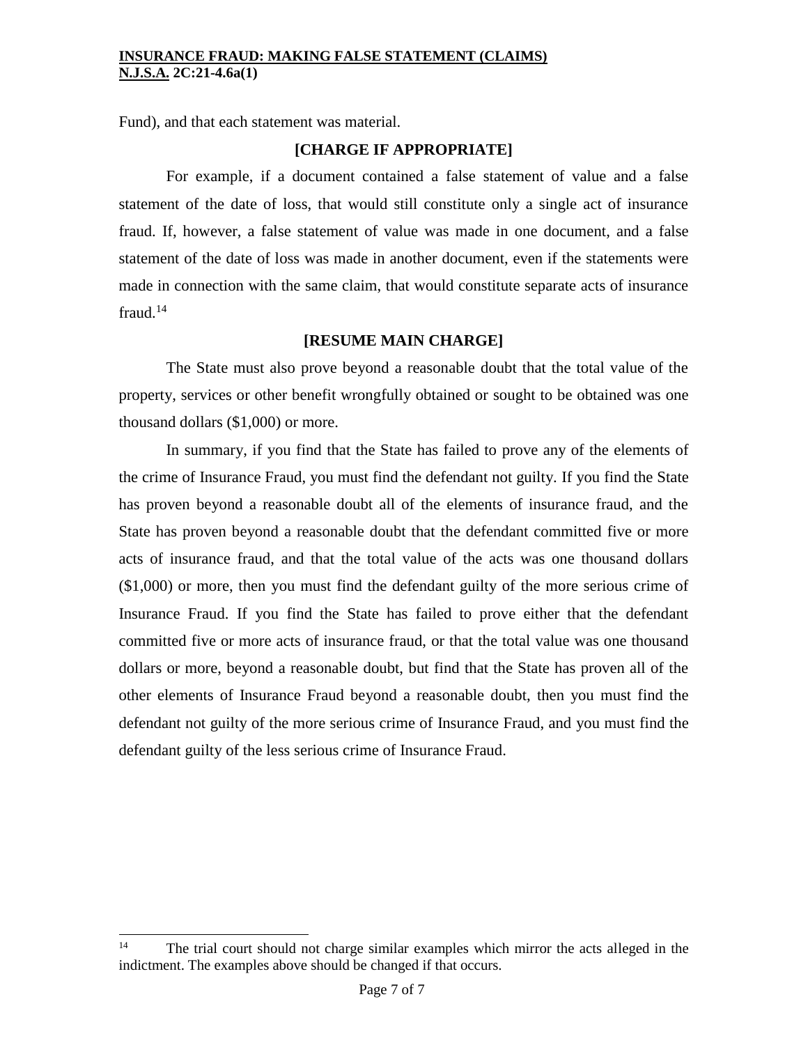Fund), and that each statement was material.

**[CHARGE IF APPROPRIATE]**

For example, if a document contained a false statement of value and a false statement of the date of loss, that would still constitute only a single act of insurance fraud. If, however, a false statement of value was made in one document, and a false statement of the date of loss was made in another document, even if the statements were made in connection with the same claim, that would constitute separate acts of insurance fraud.[14]

**[RESUME MAIN CHARGE]**

The State must also prove beyond a reasonable doubt that the total value of the property, services or other benefit wrongfully obtained or sought to be obtained was one thousand dollars ($1,000) or more.

In summary, if you find that the State has failed to prove any of the elements of the crime of Insurance Fraud, you must find the defendant not guilty. If you find the State has proven beyond a reasonable doubt all of the elements of insurance fraud, and the State has proven beyond a reasonable doubt that the defendant committed five or more acts of insurance fraud, and that the total value of the acts was one thousand dollars ($1,000) or more, then you must find the defendant guilty of the more serious crime of Insurance Fraud. If you find the State has failed to prove either that the defendant committed five or more acts of insurance fraud, or that the total value was one thousand dollars or more, beyond a reasonable doubt, but find that the State has proven all of the other elements of Insurance Fraud beyond a reasonable doubt, then you must find the defendant not guilty of the more serious crime of Insurance Fraud, and you must find the defendant guilty of the less serious crime of Insurance Fraud.

---

[14] The trial court should not charge similar examples which mirror the acts alleged in the indictment. The examples above should be changed if that occurs.